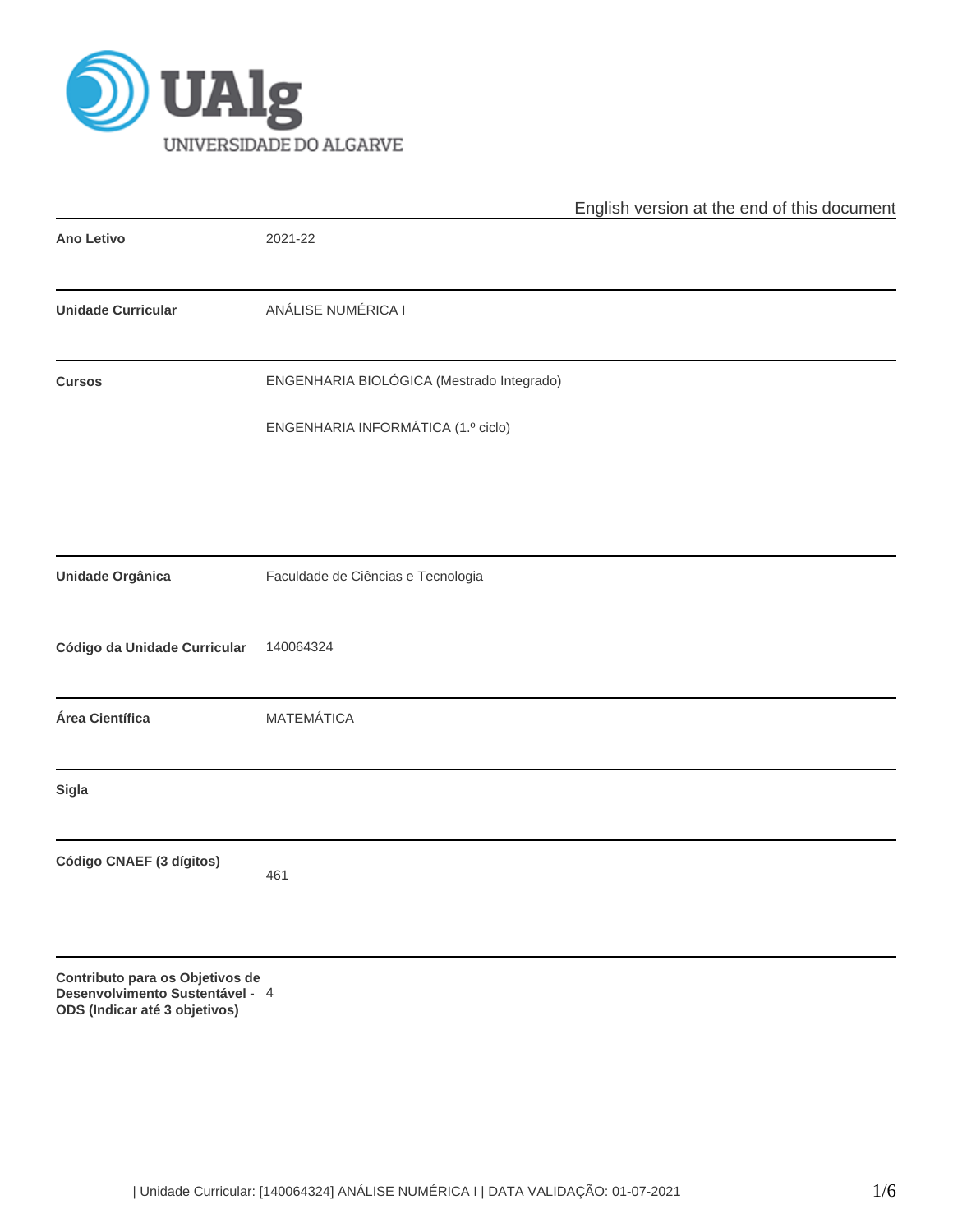UAlg

UNIVERSIDADE DO ALGARVE

English version at the end of this document

| | |
|---|---|
| **Ano Letivo** | 2021-22 |
| **Unidade Curricular** | ANÁLISE NUMÉRICA I |
| **Cursos** | ENGENHARIA BIOLÓGICA (Mestrado Integrado)<br><br>ENGENHARIA INFORMÁTICA (1.º ciclo) |
| **Unidade Orgânica** | Faculdade de Ciências e Tecnologia |
| **Código da Unidade Curricular** | 140064324 |
| **Área Científica** | MATEMÁTICA |
| **Sigla** | |
| **Código CNAEF (3 dígitos)** | 461 |
| **Contributo para os Objetivos de Desenvolvimento Sustentável - ODS (Indicar até 3 objetivos)** | 4 |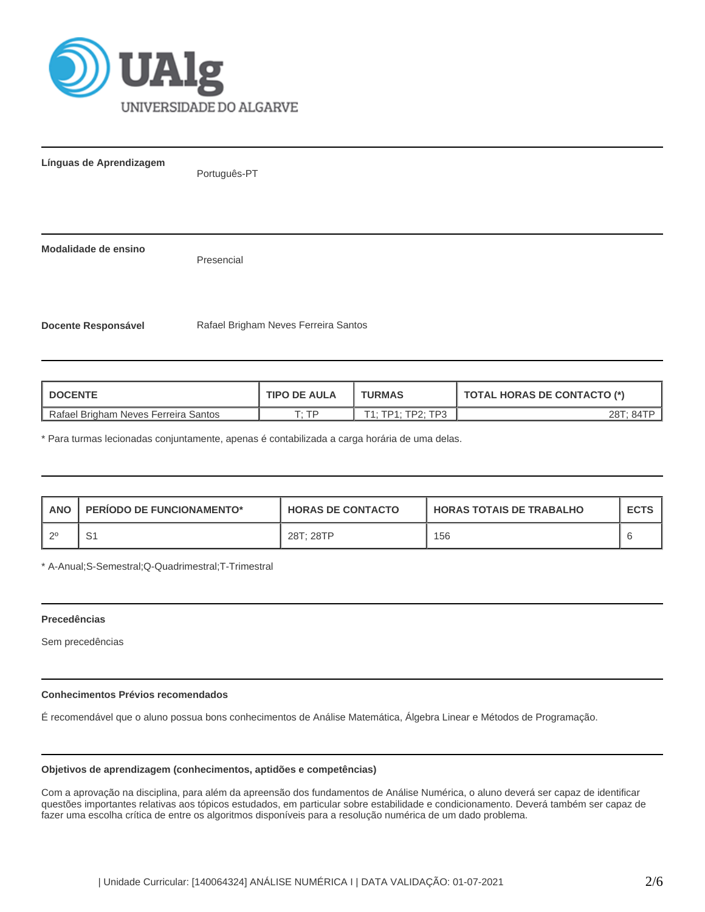**Línguas de Aprendizagem**

Português-PT

**Modalidade de ensino**

Presencial

**Docente Responsável**

Rafael Brigham Neves Ferreira Santos

| DOCENTE | TIPO DE AULA | TURMAS | TOTAL HORAS DE CONTACTO (*) |
| --- | --- | --- | --- |
| Rafael Brigham Neves Ferreira Santos | T; TP | T1; TP1; TP2; TP3 | 28T; 84TP |

* Para turmas lecionadas conjuntamente, apenas é contabilizada a carga horária de uma delas.

| ANO | PERÍODO DE FUNCIONAMENTO* | HORAS DE CONTACTO | HORAS TOTAIS DE TRABALHO | ECTS |
| --- | --- | --- | --- | --- |
| 2º | S1 | 28T; 28TP | 156 | 6 |

* A-Anual;S-Semestral;Q-Quadrimestral;T-Trimestral

**Precedências**

Sem precedências

**Conhecimentos Prévios recomendados**

É recomendável que o aluno possua bons conhecimentos de Análise Matemática, Álgebra Linear e Métodos de Programação.

**Objetivos de aprendizagem (conhecimentos, aptidões e competências)**

Com a aprovação na disciplina, para além da apreensão dos fundamentos de Análise Numérica, o aluno deverá ser capaz de identificar questões importantes relativas aos tópicos estudados, em particular sobre estabilidade e condicionamento. Deverá também ser capaz de fazer uma escolha crítica de entre os algoritmos disponíveis para a resolução numérica de um dado problema.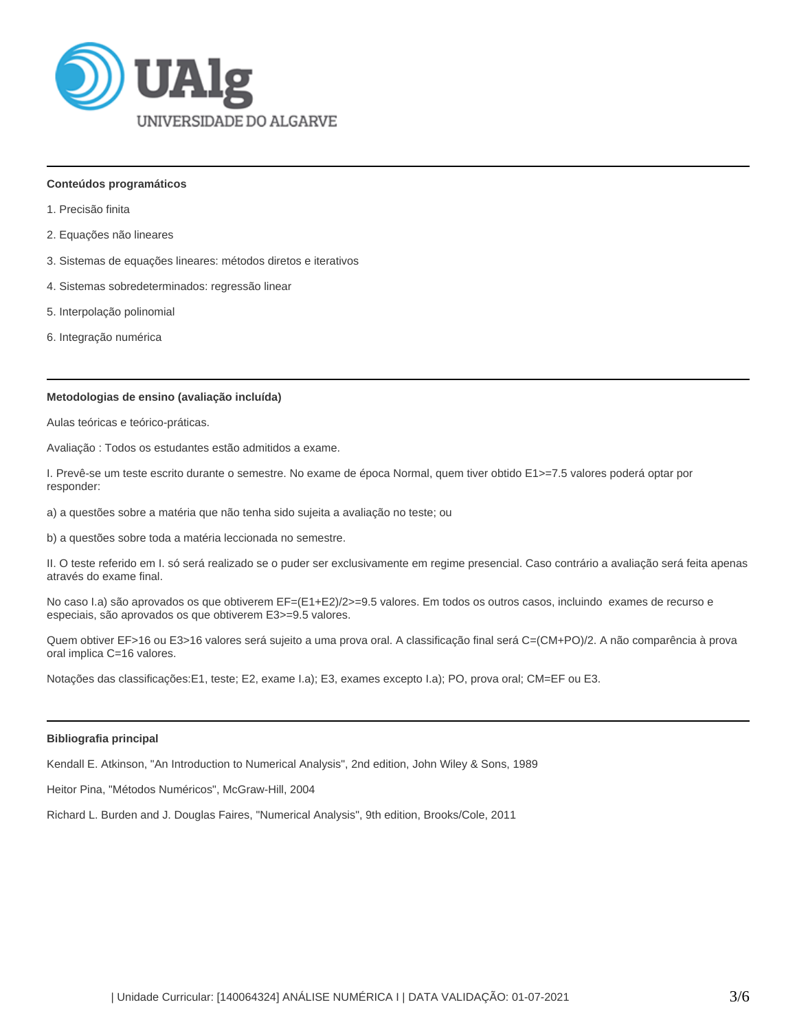### Conteúdos programáticos

1. Precisão finita

2. Equações não lineares

3. Sistemas de equações lineares: métodos diretos e iterativos

4. Sistemas sobredeterminados: regressão linear

5. Interpolação polinomial

6. Integração numérica

### Metodologias de ensino (avaliação incluída)

Aulas teóricas e teórico-práticas.

Avaliação : Todos os estudantes estão admitidos a exame.

I. Prevê-se um teste escrito durante o semestre. No exame de época Normal, quem tiver obtido $E1>=7.5$ valores poderá optar por responder:

a) a questões sobre a matéria que não tenha sido sujeita a avaliação no teste; ou

b) a questões sobre toda a matéria leccionada no semestre.

II. O teste referido em I. só será realizado se o puder ser exclusivamente em regime presencial. Caso contrário a avaliação será feita apenas através do exame final.

No caso I.a) são aprovados os que obtiverem $EF=(E1+E2)/2>=9.5$ valores. Em todos os outros casos, incluindo exames de recurso e especiais, são aprovados os que obtiverem $E3>=9.5$ valores.

Quem obtiver $EF>16$ ou $E3>16$ valores será sujeito a uma prova oral. A classificação final será $C=(CM+PO)/2$. A não comparência à prova oral implica $C=16$ valores.

Notações das classificações: E1, teste; E2, exame I.a); E3, exames excepto I.a); PO, prova oral; CM=EF ou E3.

### Bibliografia principal

Kendall E. Atkinson, "An Introduction to Numerical Analysis", 2nd edition, John Wiley & Sons, 1989

Heitor Pina, "Métodos Numéricos", McGraw-Hill, 2004

Richard L. Burden and J. Douglas Faires, "Numerical Analysis", 9th edition, Brooks/Cole, 2011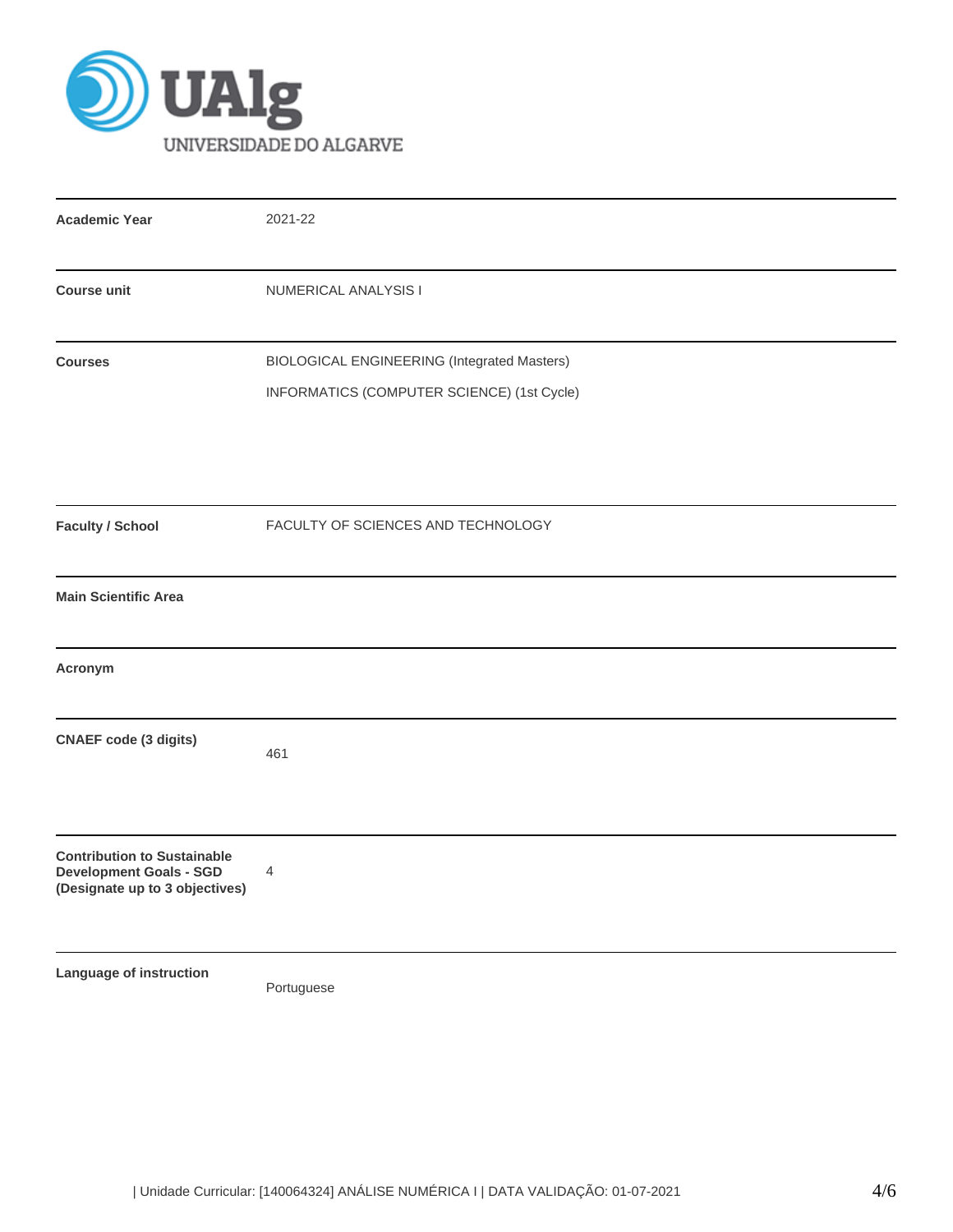| | |
|---|---|
| **Academic Year** | 2021-22 |
| **Course unit** | NUMERICAL ANALYSIS I |
| **Courses** | BIOLOGICAL ENGINEERING (Integrated Masters)<br>INFORMATICS (COMPUTER SCIENCE) (1st Cycle) |
| **Faculty / School** | FACULTY OF SCIENCES AND TECHNOLOGY |
| **Main Scientific Area** | |
| **Acronym** | |
| **CNAEF code (3 digits)** | 461 |
| **Contribution to Sustainable Development Goals - SGD (Designate up to 3 objectives)** | 4 |
| **Language of instruction** | Portuguese |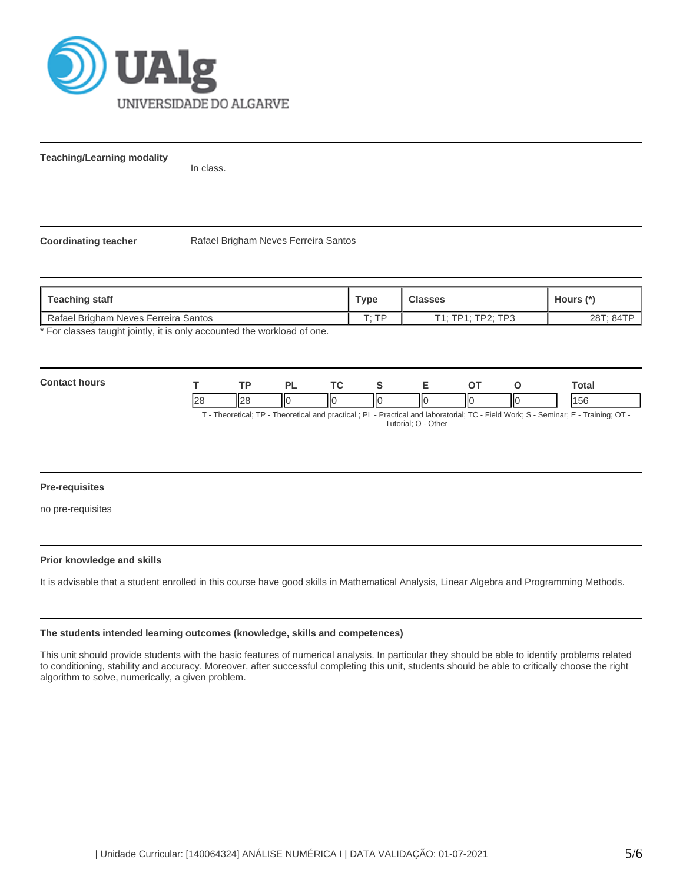**Teaching/Learning modality**

In class.

**Coordinating teacher** Rafael Brigham Neves Ferreira Santos

| Teaching staff | Type | Classes | Hours (*) |
|---|---|---|---|
| Rafael Brigham Neves Ferreira Santos | T; TP | T1; TP1; TP2; TP3 | 28T; 84TP |

* For classes taught jointly, it is only accounted the workload of one.

**Contact hours**

| T | TP | PL | TC | S | E | OT | O | Total |
|---|---|---|---|---|---|---|---|---|
| 28 | 28 | 0 | 0 | 0 | 0 | 0 | 0 | 156 |

T - Theoretical; TP - Theoretical and practical ; PL - Practical and laboratorial; TC - Field Work; S - Seminar; E - Training; OT - Tutorial; O - Other

**Pre-requisites**

no pre-requisites

**Prior knowledge and skills**

It is advisable that a student enrolled in this course have good skills in Mathematical Analysis, Linear Algebra and Programming Methods.

**The students intended learning outcomes (knowledge, skills and competences)**

This unit should provide students with the basic features of numerical analysis. In particular they should be able to identify problems related to conditioning, stability and accuracy. Moreover, after successful completing this unit, students should be able to critically choose the right algorithm to solve, numerically, a given problem.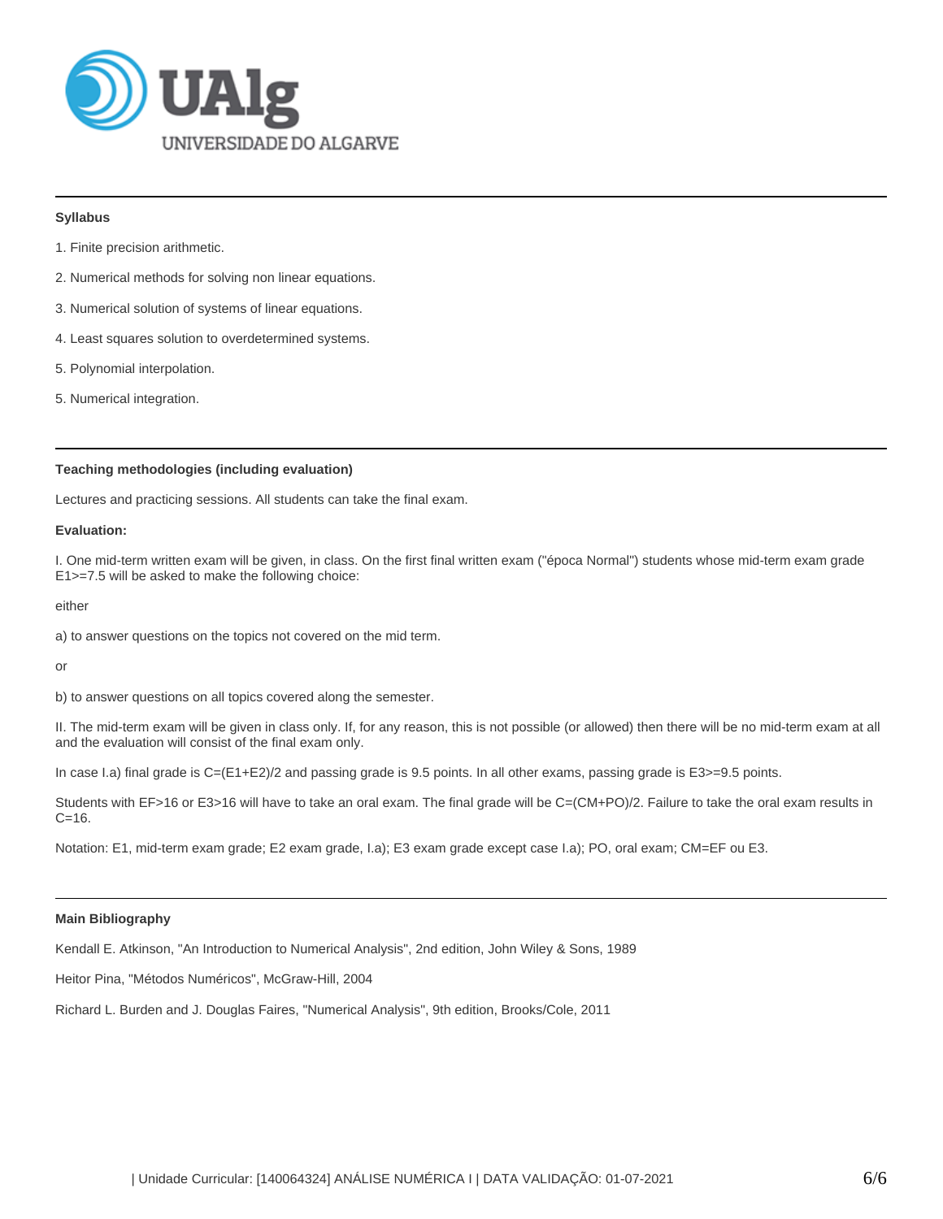**Syllabus**

1. Finite precision arithmetic.

2. Numerical methods for solving non linear equations.

3. Numerical solution of systems of linear equations.

4. Least squares solution to overdetermined systems.

5. Polynomial interpolation.

5. Numerical integration.

**Teaching methodologies (including evaluation)**

Lectures and practicing sessions. All students can take the final exam.

**Evaluation:**

I. One mid-term written exam will be given, in class. On the first final written exam ("época Normal") students whose mid-term exam grade $E1>=7.5$ will be asked to make the following choice:

either

a) to answer questions on the topics not covered on the mid term.

or

b) to answer questions on all topics covered along the semester.

II. The mid-term exam will be given in class only. If, for any reason, this is not possible (or allowed) then there will be no mid-term exam at all and the evaluation will consist of the final exam only.

In case I.a) final grade is $C=(E1+E2)/2$ and passing grade is 9.5 points. In all other exams, passing grade is $E3>=9.5$ points.

Students with $EF>16$ or $E3>16$ will have to take an oral exam. The final grade will be $C=(CM+PO)/2$. Failure to take the oral exam results in $C=16$.

Notation: E1, mid-term exam grade; E2 exam grade, I.a); E3 exam grade except case I.a); PO, oral exam; CM=EF ou E3.

**Main Bibliography**

Kendall E. Atkinson, "An Introduction to Numerical Analysis", 2nd edition, John Wiley & Sons, 1989

Heitor Pina, "Métodos Numéricos", McGraw-Hill, 2004

Richard L. Burden and J. Douglas Faires, "Numerical Analysis", 9th edition, Brooks/Cole, 2011